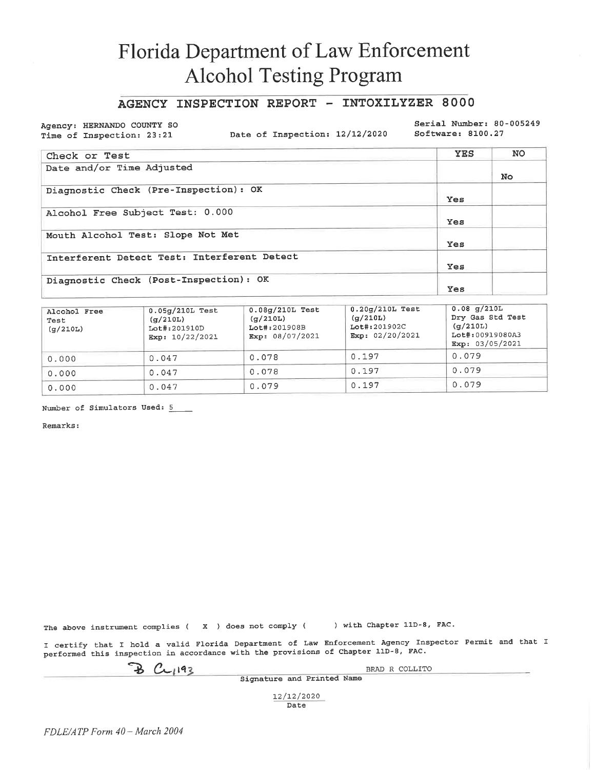# Florida Department of Law Enforcement
# Alcohol Testing Program

## AGENCY INSPECTION REPORT - INTOXILYZER 8000

Agency: HERNANDO COUNTY SO
Time of Inspection: 23:21
Date of Inspection: 12/12/2020
Serial Number: 80-005249
Software: 8100.27

| Check or Test | YES | NO |
| --- | --- | --- |
| Date and/or Time Adjusted | | No |
| Diagnostic Check (Pre-Inspection): OK | Yes | |
| Alcohol Free Subject Test: 0.000 | Yes | |
| Mouth Alcohol Test: Slope Not Met | Yes | |
| Interferent Detect Test: Interferent Detect | Yes | |
| Diagnostic Check (Post-Inspection): OK | Yes | |

| Alcohol Free Test (g/210L) | 0.05g/210L Test (g/210L) Lot#:201910D Exp: 10/22/2021 | 0.08g/210L Test (g/210L) Lot#:201908B Exp: 08/07/2021 | 0.20g/210L Test (g/210L) Lot#:201902C Exp: 02/20/2021 | 0.08 g/210L Dry Gas Std Test (g/210L) Lot#:00919080A3 Exp: 03/05/2021 |
| --- | --- | --- | --- | --- |
| 0.000 | 0.047 | 0.078 | 0.197 | 0.079 |
| 0.000 | 0.047 | 0.078 | 0.197 | 0.079 |
| 0.000 | 0.047 | 0.079 | 0.197 | 0.079 |

Number of Simulators Used: 5

Remarks:

The above instrument complies ( X ) does not comply ( ) with Chapter 11D-8, FAC.

I certify that I hold a valid Florida Department of Law Enforcement Agency Inspector Permit and that I performed this inspection in accordance with the provisions of Chapter 11D-8, FAC.

B C 1193 BRAD R COLLITO
Signature and Printed Name

12/12/2020
Date

*FDLE/ATP Form 40 – March 2004*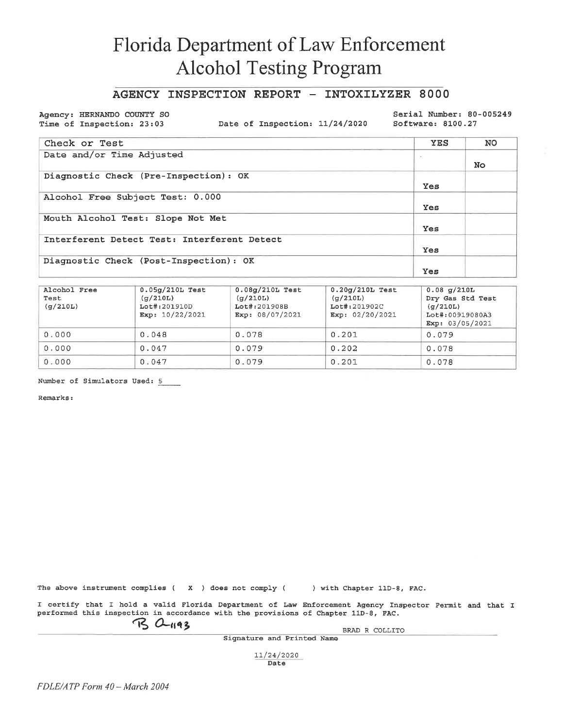# Florida Department of Law Enforcement
# Alcohol Testing Program

## AGENCY INSPECTION REPORT - INTOXILYZER 8000

Agency: HERNANDO COUNTY SO
Time of Inspection: 23:03

Date of Inspection: 11/24/2020

Serial Number: 80-005249
Software: 8100.27

| Check or Test | YES | NO |
|---|---|---|
| Date and/or Time Adjusted | | No |
| Diagnostic Check (Pre-Inspection): OK | Yes | |
| Alcohol Free Subject Test: 0.000 | Yes | |
| Mouth Alcohol Test: Slope Not Met | Yes | |
| Interferent Detect Test: Interferent Detect | Yes | |
| Diagnostic Check (Post-Inspection): OK | Yes | |

| Alcohol Free Test (g/210L) | 0.05g/210L Test (g/210L) Lot#:201910D Exp: 10/22/2021 | 0.08g/210L Test (g/210L) Lot#:201908B Exp: 08/07/2021 | 0.20g/210L Test (g/210L) Lot#:201902C Exp: 02/20/2021 | 0.08 g/210L Dry Gas Std Test (g/210L) Lot#:00919080A3 Exp: 03/05/2021 |
|---|---|---|---|---|
| 0.000 | 0.048 | 0.078 | 0.201 | 0.079 |
| 0.000 | 0.047 | 0.079 | 0.202 | 0.078 |
| 0.000 | 0.047 | 0.079 | 0.201 | 0.078 |

Number of Simulators Used: 5

Remarks:

The above instrument complies ( X ) does not comply ( ) with Chapter 11D-8, FAC.

I certify that I hold a valid Florida Department of Law Enforcement Agency Inspector Permit and that I performed this inspection in accordance with the provisions of Chapter 11D-8, FAC.

B C 1193 BRAD R COLLITO

Signature and Printed Name

11/24/2020

Date

*FDLE/ATP Form 40 – March 2004*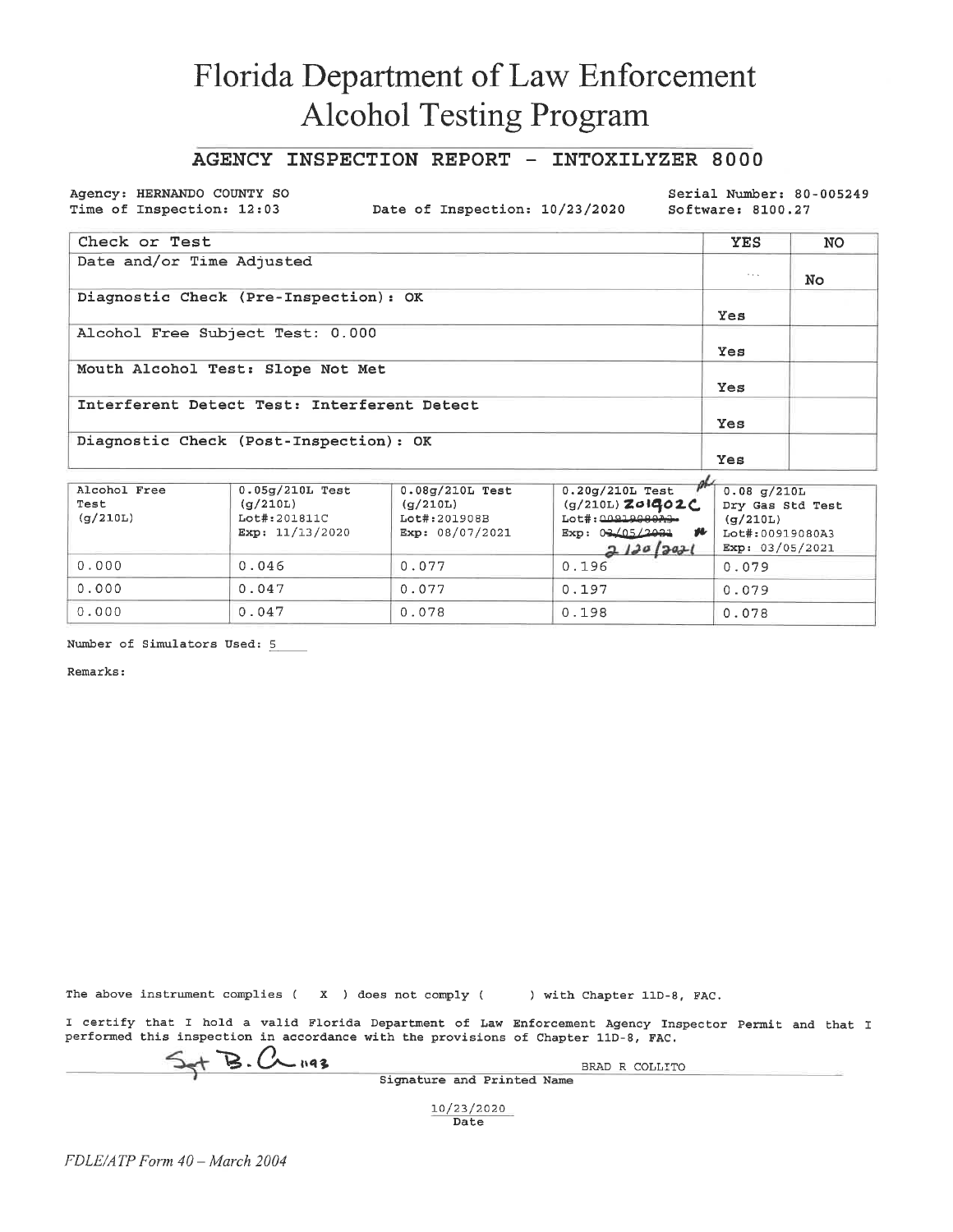# Florida Department of Law Enforcement
# Alcohol Testing Program

## AGENCY INSPECTION REPORT - INTOXILYZER 8000

Agency: HERNANDO COUNTY SO
Time of Inspection: 12:03
Date of Inspection: 10/23/2020
Serial Number: 80-005249
Software: 8100.27

| Check or Test | YES | NO |
|---|---|---|
| Date and/or Time Adjusted | | No |
| Diagnostic Check (Pre-Inspection): OK | Yes | |
| Alcohol Free Subject Test: 0.000 | Yes | |
| Mouth Alcohol Test: Slope Not Met | Yes | |
| Interferent Detect Test: Interferent Detect | Yes | |
| Diagnostic Check (Post-Inspection): OK | Yes | |

| Alcohol Free Test (g/210L) | 0.05g/210L Test (g/210L) Lot#:201811C Exp: 11/13/2020 | 0.08g/210L Test (g/210L) Lot#:201908B Exp: 08/07/2021 | 0.20g/210L Test (g/210L) 201902C Lot#: ~~00919080A3~~ Exp: ~~03/05/2021~~ 2/20/2021 | 0.08 g/210L Dry Gas Std Test (g/210L) Lot#:00919080A3 Exp: 03/05/2021 |
|---|---|---|---|---|
| 0.000 | 0.046 | 0.077 | 0.196 | 0.079 |
| 0.000 | 0.047 | 0.077 | 0.197 | 0.079 |
| 0.000 | 0.047 | 0.078 | 0.198 | 0.078 |

Number of Simulators Used: 5

Remarks:

The above instrument complies ( X ) does not comply (    ) with Chapter 11D-8, FAC.

I certify that I hold a valid Florida Department of Law Enforcement Agency Inspector Permit and that I performed this inspection in accordance with the provisions of Chapter 11D-8, FAC.

Sgt B. C 1193 BRAD R COLLITO
Signature and Printed Name

10/23/2020
Date

*FDLE/ATP Form 40 – March 2004*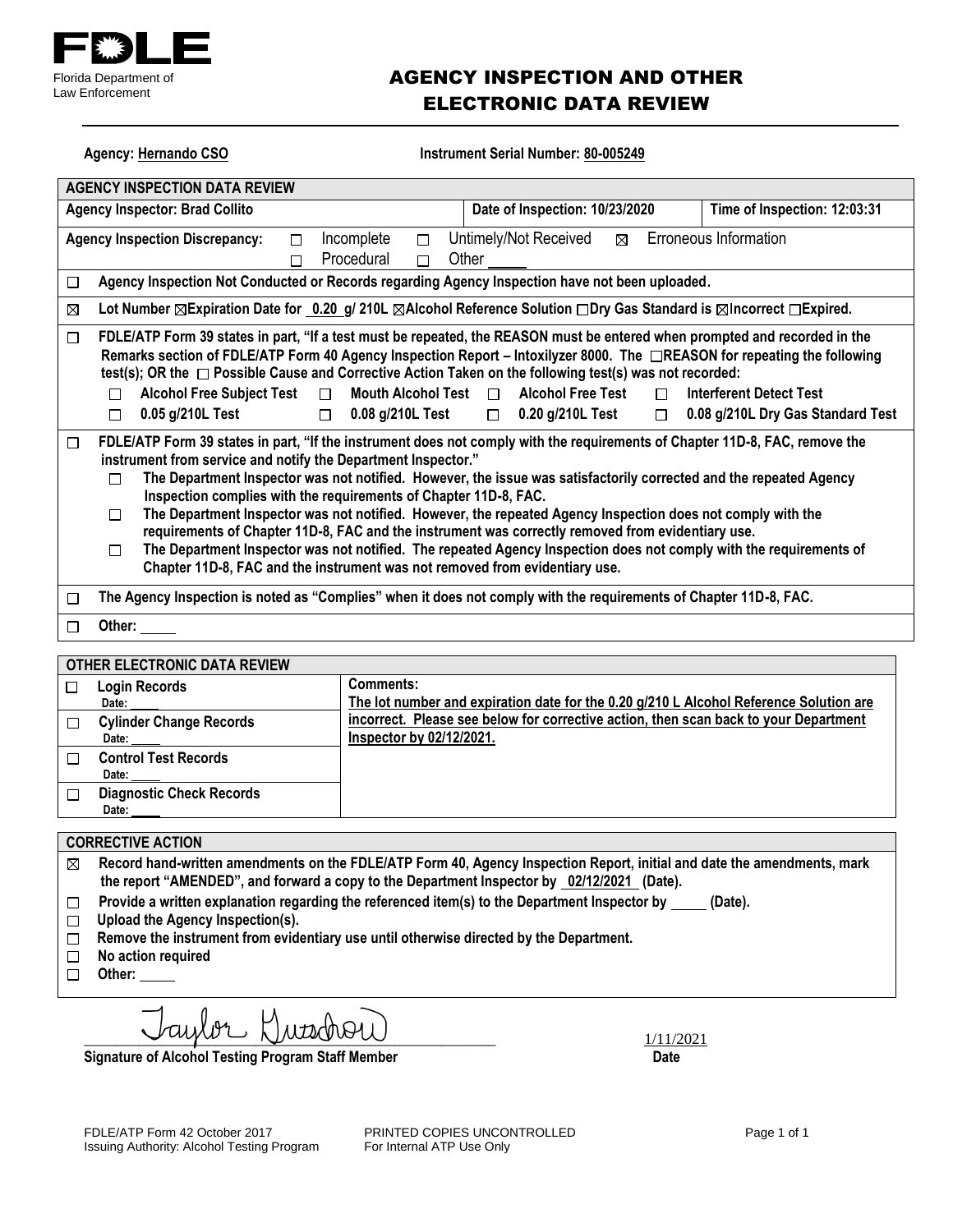**FDLE**
Florida Department of Law Enforcement

# AGENCY INSPECTION AND OTHER ELECTRONIC DATA REVIEW

**Agency:** Hernando CSO **Instrument Serial Number:** 80-005249

## AGENCY INSPECTION DATA REVIEW

| Agency Inspector: Brad Collito | Date of Inspection: 10/23/2020 | Time of Inspection: 12:03:31 |
|---|---|---|

**Agency Inspection Discrepancy:** ☐ Incomplete ☐ Untimely/Not Received ☒ Erroneous Information ☐ Procedural ☐ Other ____

☐ **Agency Inspection Not Conducted or Records regarding Agency Inspection have not been uploaded.**

☒ **Lot Number ☒Expiration Date for 0.20 g/ 210L ☒Alcohol Reference Solution ☐Dry Gas Standard is ☒Incorrect ☐Expired.**

☐ **FDLE/ATP Form 39 states in part, "If a test must be repeated, the REASON must be entered when prompted and recorded in the Remarks section of FDLE/ATP Form 40 Agency Inspection Report – Intoxilyzer 8000. The ☐REASON for repeating the following test(s); OR the ☐ Possible Cause and Corrective Action Taken on the following test(s) was not recorded:**
- ☐ **Alcohol Free Subject Test** ☐ **Mouth Alcohol Test** ☐ **Alcohol Free Test** ☐ **Interferent Detect Test**
- ☐ **0.05 g/210L Test** ☐ **0.08 g/210L Test** ☐ **0.20 g/210L Test** ☐ **0.08 g/210L Dry Gas Standard Test**

☐ **FDLE/ATP Form 39 states in part, "If the instrument does not comply with the requirements of Chapter 11D-8, FAC, remove the instrument from service and notify the Department Inspector."**
- ☐ **The Department Inspector was not notified. However, the issue was satisfactorily corrected and the repeated Agency Inspection complies with the requirements of Chapter 11D-8, FAC.**
- ☐ **The Department Inspector was not notified. However, the repeated Agency Inspection does not comply with the requirements of Chapter 11D-8, FAC and the instrument was correctly removed from evidentiary use.**
- ☐ **The Department Inspector was not notified. The repeated Agency Inspection does not comply with the requirements of Chapter 11D-8, FAC and the instrument was not removed from evidentiary use.**

☐ **The Agency Inspection is noted as "Complies" when it does not comply with the requirements of Chapter 11D-8, FAC.**

☐ **Other:** ____

## OTHER ELECTRONIC DATA REVIEW

| | |
|---|---|
| ☐ **Login Records** Date: ____ | **Comments:** The lot number and expiration date for the 0.20 g/210 L Alcohol Reference Solution are incorrect. Please see below for corrective action, then scan back to your Department Inspector by 02/12/2021. |
| ☐ **Cylinder Change Records** Date: ____ | |
| ☐ **Control Test Records** Date: ____ | |
| ☐ **Diagnostic Check Records** Date: ____ | |

## CORRECTIVE ACTION

☒ **Record hand-written amendments on the FDLE/ATP Form 40, Agency Inspection Report, initial and date the amendments, mark the report "AMENDED", and forward a copy to the Department Inspector by 02/12/2021 (Date).**

☐ **Provide a written explanation regarding the referenced item(s) to the Department Inspector by ____ (Date).**

☐ **Upload the Agency Inspection(s).**

☐ **Remove the instrument from evidentiary use until otherwise directed by the Department.**

☐ **No action required**

☐ **Other:** ____

Taylor Gutschow (signature) — 1/11/2021

**Signature of Alcohol Testing Program Staff Member** **Date**

FDLE/ATP Form 42 October 2017
Issuing Authority: Alcohol Testing Program

PRINTED COPIES UNCONTROLLED
For Internal ATP Use Only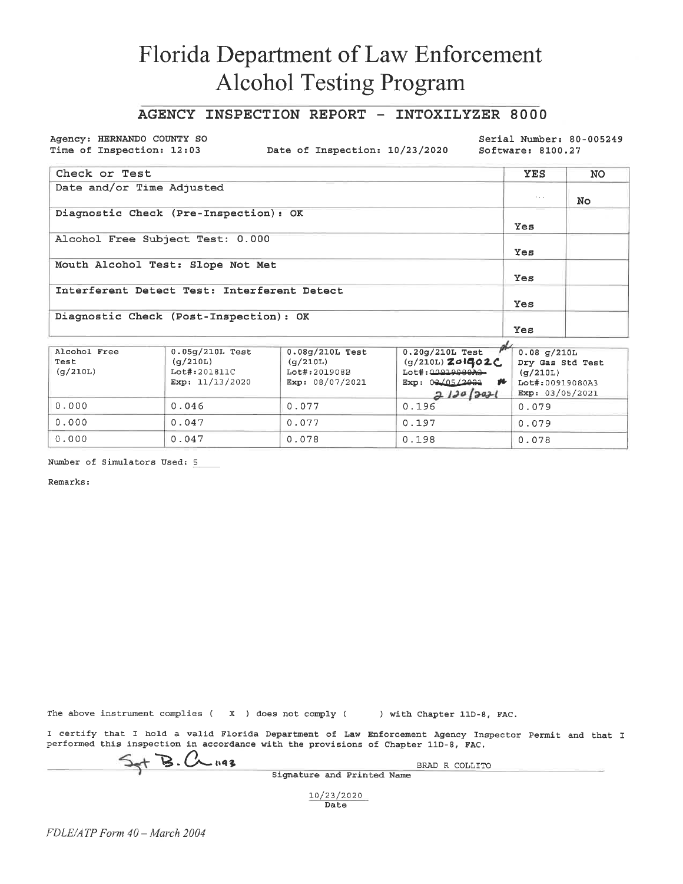# Florida Department of Law Enforcement
# Alcohol Testing Program

## AGENCY INSPECTION REPORT - INTOXILYZER 8000

Agency: HERNANDO COUNTY SO
Time of Inspection: 12:03
Date of Inspection: 10/23/2020
Serial Number: 80-005249
Software: 8100.27

| Check or Test | YES | NO |
|---|---|---|
| Date and/or Time Adjusted | | No |
| Diagnostic Check (Pre-Inspection): OK | Yes | |
| Alcohol Free Subject Test: 0.000 | Yes | |
| Mouth Alcohol Test: Slope Not Met | Yes | |
| Interferent Detect Test: Interferent Detect | Yes | |
| Diagnostic Check (Post-Inspection): OK | Yes | |

| Alcohol Free Test (g/210L) | 0.05g/210L Test (g/210L) Lot#:201811C Exp: 11/13/2020 | 0.08g/210L Test (g/210L) Lot#:201908B Exp: 08/07/2021 | 0.20g/210L Test (g/210L) 201902C Lot#: ~~00919080A3~~ Exp: ~~03/05/2021~~ 2/20/2021 | 0.08 g/210L Dry Gas Std Test (g/210L) Lot#:00919080A3 Exp: 03/05/2021 |
|---|---|---|---|---|
| 0.000 | 0.046 | 0.077 | 0.196 | 0.079 |
| 0.000 | 0.047 | 0.077 | 0.197 | 0.079 |
| 0.000 | 0.047 | 0.078 | 0.198 | 0.078 |

Number of Simulators Used: 5

Remarks:

The above instrument complies ( X ) does not comply ( ) with Chapter 11D-8, FAC.

I certify that I hold a valid Florida Department of Law Enforcement Agency Inspector Permit and that I performed this inspection in accordance with the provisions of Chapter 11D-8, FAC.

Sgt B. C 1193 — BRAD R COLLITO
Signature and Printed Name

10/23/2020
Date

*FDLE/ATP Form 40 – March 2004*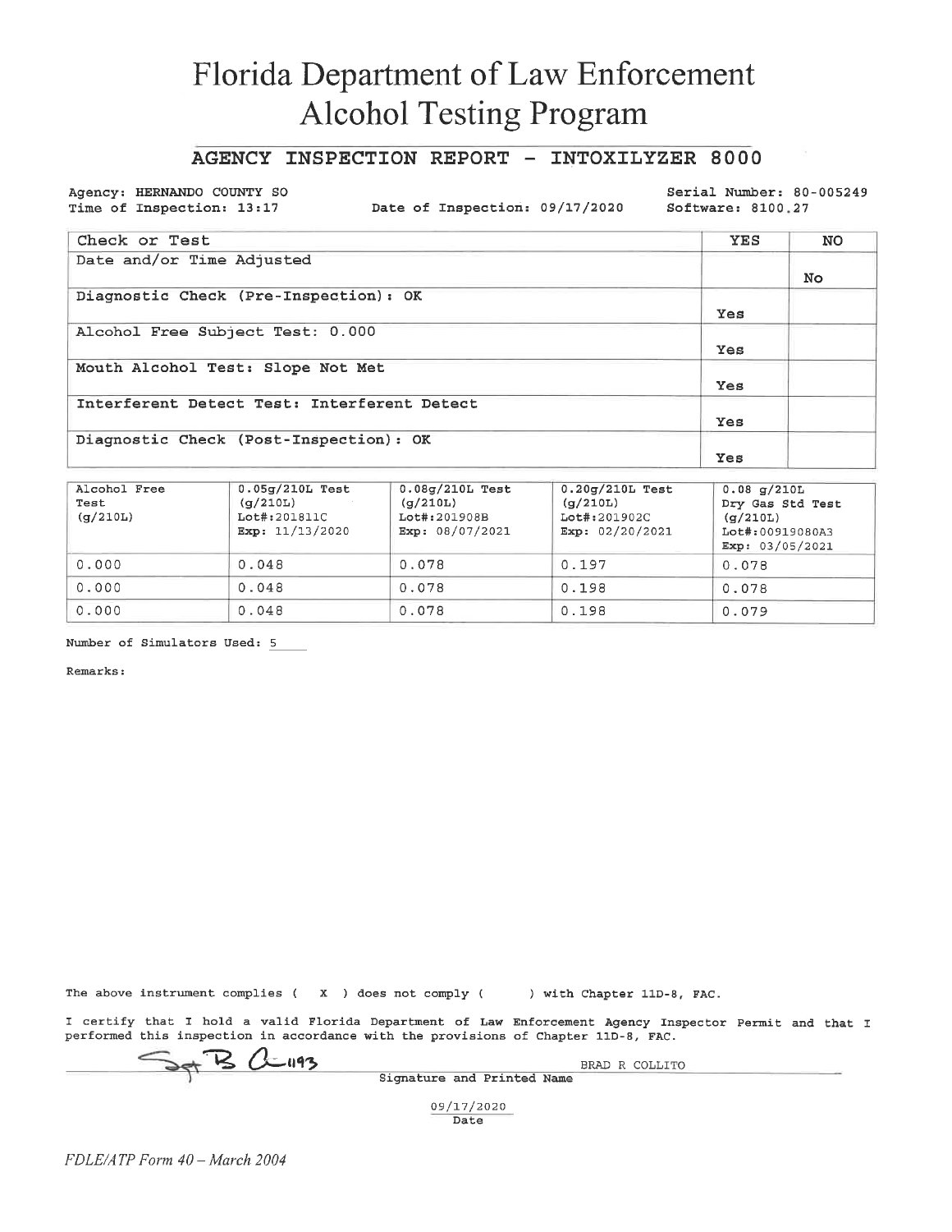# Florida Department of Law Enforcement
# Alcohol Testing Program

## AGENCY INSPECTION REPORT - INTOXILYZER 8000

Agency: HERNANDO COUNTY SO
Time of Inspection: 13:17
Date of Inspection: 09/17/2020
Serial Number: 80-005249
Software: 8100.27

| Check or Test | YES | NO |
|---|---|---|
| Date and/or Time Adjusted | | No |
| Diagnostic Check (Pre-Inspection): OK | Yes | |
| Alcohol Free Subject Test: 0.000 | Yes | |
| Mouth Alcohol Test: Slope Not Met | Yes | |
| Interferent Detect Test: Interferent Detect | Yes | |
| Diagnostic Check (Post-Inspection): OK | Yes | |

| Alcohol Free Test (g/210L) | 0.05g/210L Test (g/210L) Lot#:201811C Exp: 11/13/2020 | 0.08g/210L Test (g/210L) Lot#:201908B Exp: 08/07/2021 | 0.20g/210L Test (g/210L) Lot#:201902C Exp: 02/20/2021 | 0.08 g/210L Dry Gas Std Test (g/210L) Lot#:00919080A3 Exp: 03/05/2021 |
|---|---|---|---|---|
| 0.000 | 0.048 | 0.078 | 0.197 | 0.078 |
| 0.000 | 0.048 | 0.078 | 0.198 | 0.078 |
| 0.000 | 0.048 | 0.078 | 0.198 | 0.079 |

Number of Simulators Used: 5

Remarks:

The above instrument complies ( X ) does not comply ( ) with Chapter 11D-8, FAC.

I certify that I hold a valid Florida Department of Law Enforcement Agency Inspector Permit and that I performed this inspection in accordance with the provisions of Chapter 11D-8, FAC.

Sgt B C 1193 BRAD R COLLITO
Signature and Printed Name

09/17/2020
Date

*FDLE/ATP Form 40 – March 2004*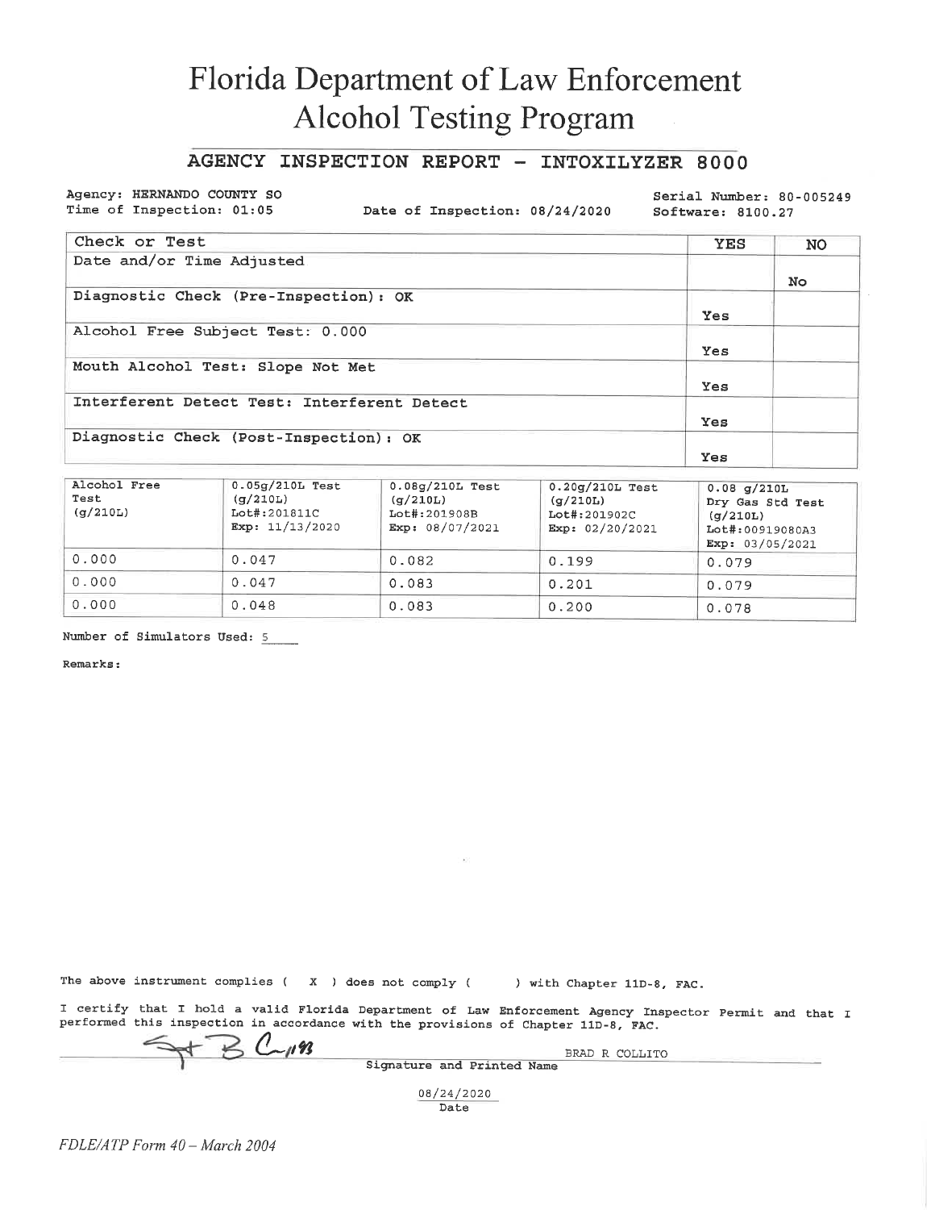# Florida Department of Law Enforcement
# Alcohol Testing Program

## AGENCY INSPECTION REPORT - INTOXILYZER 8000

Agency: HERNANDO COUNTY SO
Time of Inspection: 01:05
Date of Inspection: 08/24/2020
Serial Number: 80-005249
Software: 8100.27

| Check or Test | YES | NO |
|---|---|---|
| Date and/or Time Adjusted | | No |
| Diagnostic Check (Pre-Inspection): OK | Yes | |
| Alcohol Free Subject Test: 0.000 | Yes | |
| Mouth Alcohol Test: Slope Not Met | Yes | |
| Interferent Detect Test: Interferent Detect | Yes | |
| Diagnostic Check (Post-Inspection): OK | Yes | |

| Alcohol Free Test (g/210L) | 0.05g/210L Test (g/210L) Lot#:201811C Exp: 11/13/2020 | 0.08g/210L Test (g/210L) Lot#:201908B Exp: 08/07/2021 | 0.20g/210L Test (g/210L) Lot#:201902C Exp: 02/20/2021 | 0.08 g/210L Dry Gas Std Test (g/210L) Lot#:00919080A3 Exp: 03/05/2021 |
|---|---|---|---|---|
| 0.000 | 0.047 | 0.082 | 0.199 | 0.079 |
| 0.000 | 0.047 | 0.083 | 0.201 | 0.079 |
| 0.000 | 0.048 | 0.083 | 0.200 | 0.078 |

Number of Simulators Used: 5

Remarks:

The above instrument complies ( X ) does not comply ( ) with Chapter 11D-8, FAC.

I certify that I hold a valid Florida Department of Law Enforcement Agency Inspector Permit and that I performed this inspection in accordance with the provisions of Chapter 11D-8, FAC.

Sgt B Collito — BRAD R COLLITO
Signature and Printed Name

08/24/2020
Date

*FDLE/ATP Form 40 – March 2004*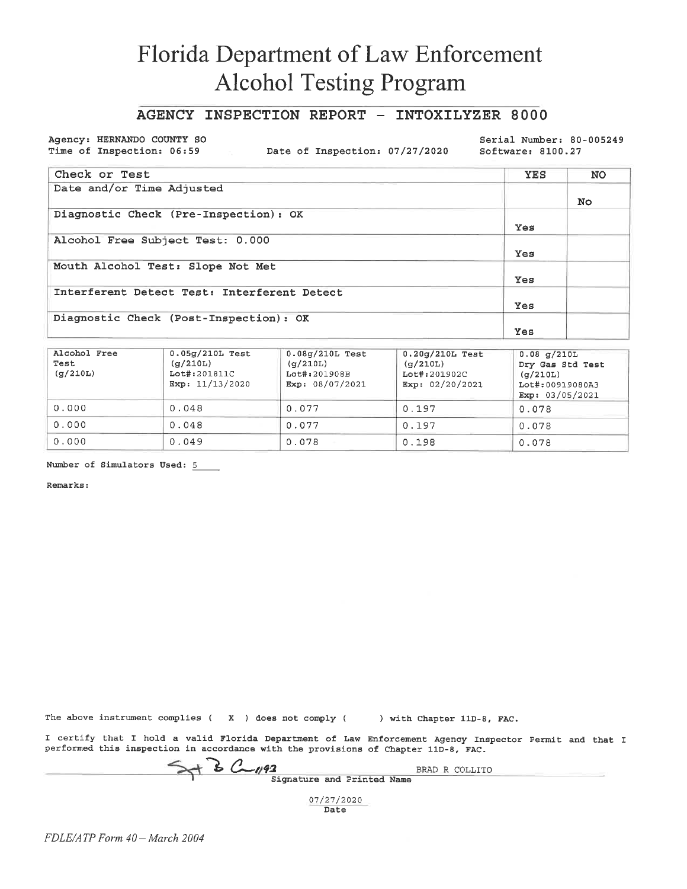# Florida Department of Law Enforcement
# Alcohol Testing Program

## AGENCY INSPECTION REPORT - INTOXILYZER 8000

Agency: HERNANDO COUNTY SO
Time of Inspection: 06:59
Date of Inspection: 07/27/2020
Serial Number: 80-005249
Software: 8100.27

| Check or Test | YES | NO |
|---|---|---|
| Date and/or Time Adjusted | | No |
| Diagnostic Check (Pre-Inspection): OK | Yes | |
| Alcohol Free Subject Test: 0.000 | Yes | |
| Mouth Alcohol Test: Slope Not Met | Yes | |
| Interferent Detect Test: Interferent Detect | Yes | |
| Diagnostic Check (Post-Inspection): OK | Yes | |

| Alcohol Free Test (g/210L) | 0.05g/210L Test (g/210L) Lot#:201811C Exp: 11/13/2020 | 0.08g/210L Test (g/210L) Lot#:201908B Exp: 08/07/2021 | 0.20g/210L Test (g/210L) Lot#:201902C Exp: 02/20/2021 | 0.08 g/210L Dry Gas Std Test (g/210L) Lot#:00919080A3 Exp: 03/05/2021 |
|---|---|---|---|---|
| 0.000 | 0.048 | 0.077 | 0.197 | 0.078 |
| 0.000 | 0.048 | 0.077 | 0.197 | 0.078 |
| 0.000 | 0.049 | 0.078 | 0.198 | 0.078 |

Number of Simulators Used: 5

Remarks:

The above instrument complies ( X ) does not comply ( ) with Chapter 11D-8, FAC.

I certify that I hold a valid Florida Department of Law Enforcement Agency Inspector Permit and that I performed this inspection in accordance with the provisions of Chapter 11D-8, FAC.

Sgt B C 1193 BRAD R COLLITO
Signature and Printed Name

07/27/2020
Date

*FDLE/ATP Form 40 – March 2004*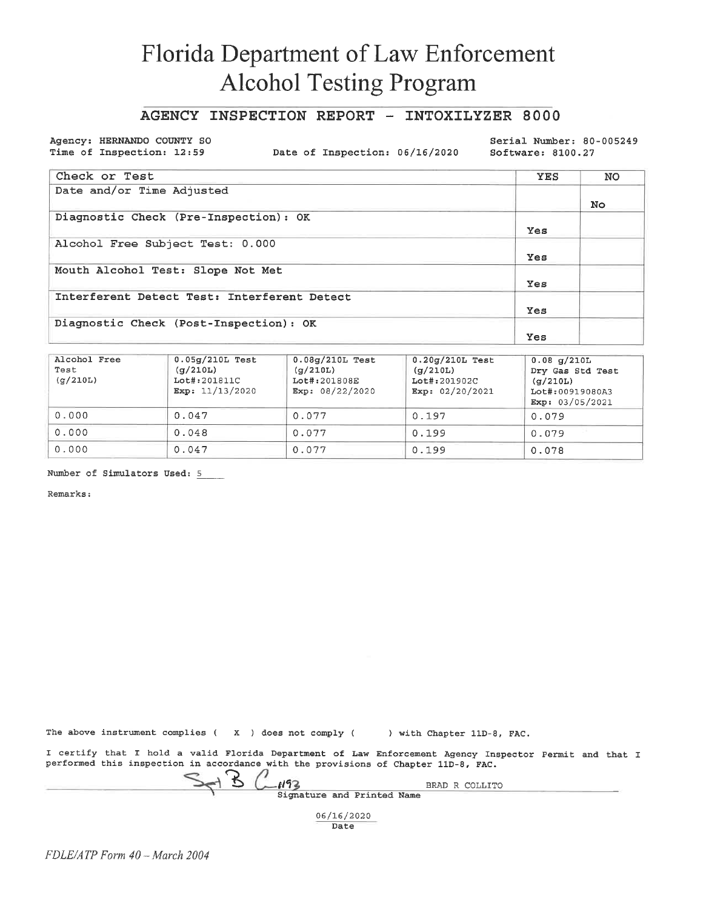# Florida Department of Law Enforcement Alcohol Testing Program

## AGENCY INSPECTION REPORT - INTOXILYZER 8000

Agency: HERNANDO COUNTY SO
Time of Inspection: 12:59
Date of Inspection: 06/16/2020
Serial Number: 80-005249
Software: 8100.27

| Check or Test | YES | NO |
|---|---|---|
| Date and/or Time Adjusted | | No |
| Diagnostic Check (Pre-Inspection): OK | Yes | |
| Alcohol Free Subject Test: 0.000 | Yes | |
| Mouth Alcohol Test: Slope Not Met | Yes | |
| Interferent Detect Test: Interferent Detect | Yes | |
| Diagnostic Check (Post-Inspection): OK | Yes | |

| Alcohol Free Test (g/210L) | 0.05g/210L Test (g/210L) Lot#:201811C Exp: 11/13/2020 | 0.08g/210L Test (g/210L) Lot#:201808E Exp: 08/22/2020 | 0.20g/210L Test (g/210L) Lot#:201902C Exp: 02/20/2021 | 0.08 g/210L Dry Gas Std Test (g/210L) Lot#:00919080A3 Exp: 03/05/2021 |
|---|---|---|---|---|
| 0.000 | 0.047 | 0.077 | 0.197 | 0.079 |
| 0.000 | 0.048 | 0.077 | 0.199 | 0.079 |
| 0.000 | 0.047 | 0.077 | 0.199 | 0.078 |

Number of Simulators Used: 5

Remarks:

The above instrument complies ( X ) does not comply ( ) with Chapter 11D-8, FAC.

I certify that I hold a valid Florida Department of Law Enforcement Agency Inspector Permit and that I performed this inspection in accordance with the provisions of Chapter 11D-8, FAC.

Sgt B C #193 BRAD R COLLITO
Signature and Printed Name

06/16/2020
Date

*FDLE/ATP Form 40 – March 2004*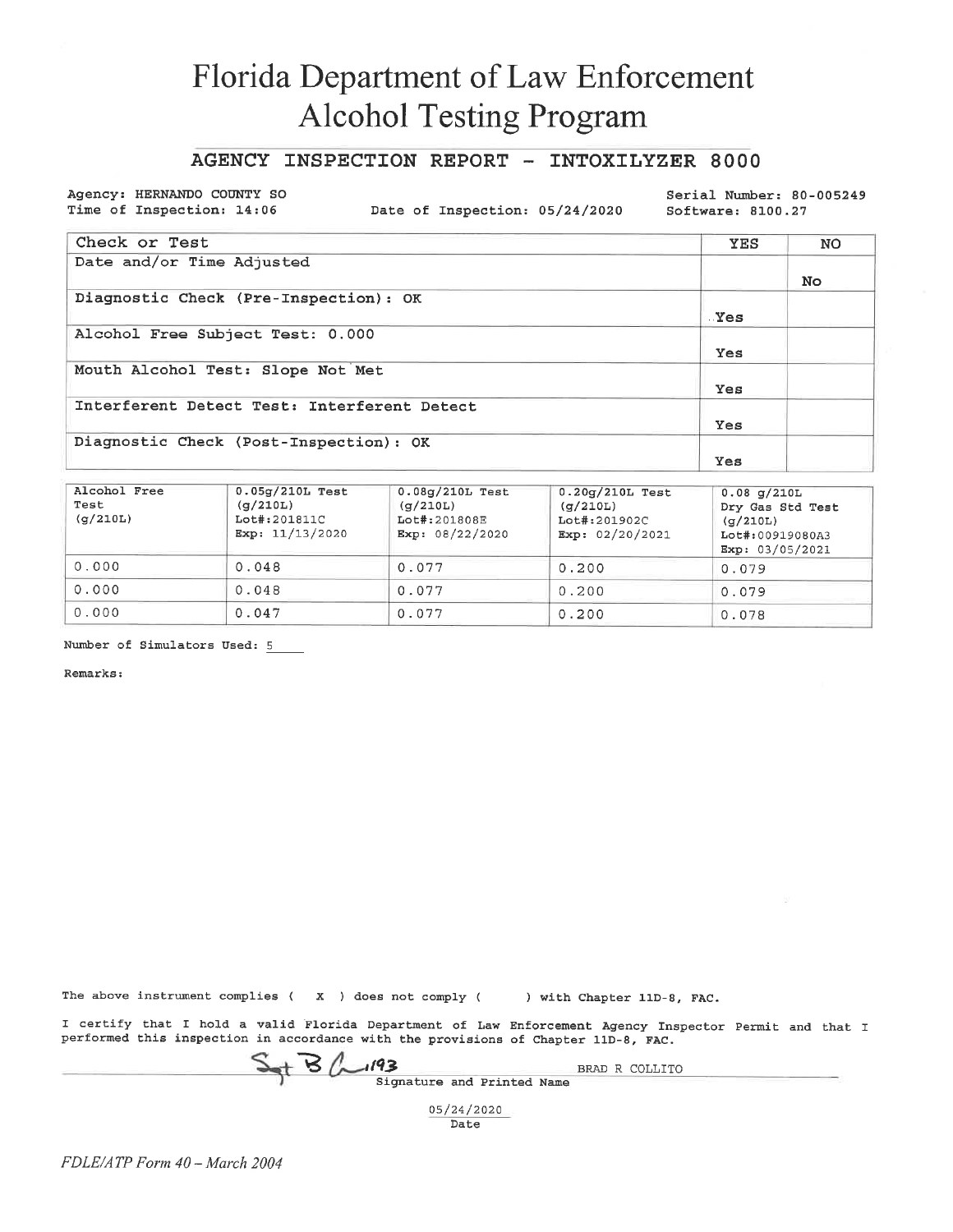# Florida Department of Law Enforcement
# Alcohol Testing Program

## AGENCY INSPECTION REPORT - INTOXILYZER 8000

Agency: HERNANDO COUNTY SO
Time of Inspection: 14:06

Date of Inspection: 05/24/2020

Serial Number: 80-005249
Software: 8100.27

| Check or Test | YES | NO |
|---|---|---|
| Date and/or Time Adjusted | | No |
| Diagnostic Check (Pre-Inspection): OK | Yes | |
| Alcohol Free Subject Test: 0.000 | Yes | |
| Mouth Alcohol Test: Slope Not Met | Yes | |
| Interferent Detect Test: Interferent Detect | Yes | |
| Diagnostic Check (Post-Inspection): OK | Yes | |

| Alcohol Free Test (g/210L) | 0.05g/210L Test (g/210L) Lot#:201811C Exp: 11/13/2020 | 0.08g/210L Test (g/210L) Lot#:201808E Exp: 08/22/2020 | 0.20g/210L Test (g/210L) Lot#:201902C Exp: 02/20/2021 | 0.08 g/210L Dry Gas Std Test (g/210L) Lot#:00919080A3 Exp: 03/05/2021 |
|---|---|---|---|---|
| 0.000 | 0.048 | 0.077 | 0.200 | 0.079 |
| 0.000 | 0.048 | 0.077 | 0.200 | 0.079 |
| 0.000 | 0.047 | 0.077 | 0.200 | 0.078 |

Number of Simulators Used: 5

Remarks:

The above instrument complies ( X ) does not comply ( ) with Chapter 11D-8, FAC.

I certify that I hold a valid Florida Department of Law Enforcement Agency Inspector Permit and that I performed this inspection in accordance with the provisions of Chapter 11D-8, FAC.

Sgt B C 1193 BRAD R COLLITO
Signature and Printed Name

05/24/2020
Date

*FDLE/ATP Form 40 – March 2004*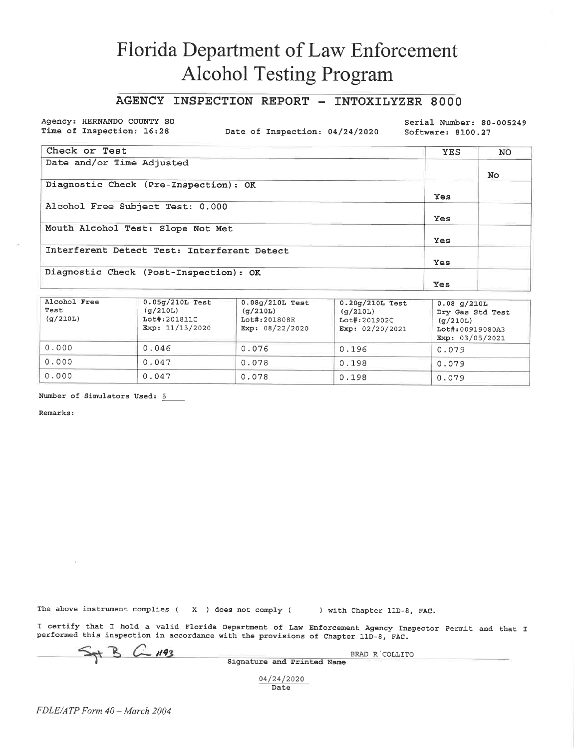# Florida Department of Law Enforcement
# Alcohol Testing Program

## AGENCY INSPECTION REPORT - INTOXILYZER 8000

Agency: HERNANDO COUNTY SO
Time of Inspection: 16:28
Date of Inspection: 04/24/2020
Serial Number: 80-005249
Software: 8100.27

| Check or Test | YES | NO |
|---|---|---|
| Date and/or Time Adjusted | | No |
| Diagnostic Check (Pre-Inspection): OK | Yes | |
| Alcohol Free Subject Test: 0.000 | Yes | |
| Mouth Alcohol Test: Slope Not Met | Yes | |
| Interferent Detect Test: Interferent Detect | Yes | |
| Diagnostic Check (Post-Inspection): OK | Yes | |

| Alcohol Free Test (g/210L) | 0.05g/210L Test (g/210L) Lot#:201811C Exp: 11/13/2020 | 0.08g/210L Test (g/210L) Lot#:201808E Exp: 08/22/2020 | 0.20g/210L Test (g/210L) Lot#:201902C Exp: 02/20/2021 | 0.08 g/210L Dry Gas Std Test (g/210L) Lot#:00919080A3 Exp: 03/05/2021 |
|---|---|---|---|---|
| 0.000 | 0.046 | 0.076 | 0.196 | 0.079 |
| 0.000 | 0.047 | 0.078 | 0.198 | 0.079 |
| 0.000 | 0.047 | 0.078 | 0.198 | 0.079 |

Number of Simulators Used: 5

Remarks:

The above instrument complies ( X ) does not comply ( ) with Chapter 11D-8, FAC.

I certify that I hold a valid Florida Department of Law Enforcement Agency Inspector Permit and that I performed this inspection in accordance with the provisions of Chapter 11D-8, FAC.

Sgt B C #193 BRAD R COLLITO
Signature and Printed Name

04/24/2020
Date

*FDLE/ATP Form 40 – March 2004*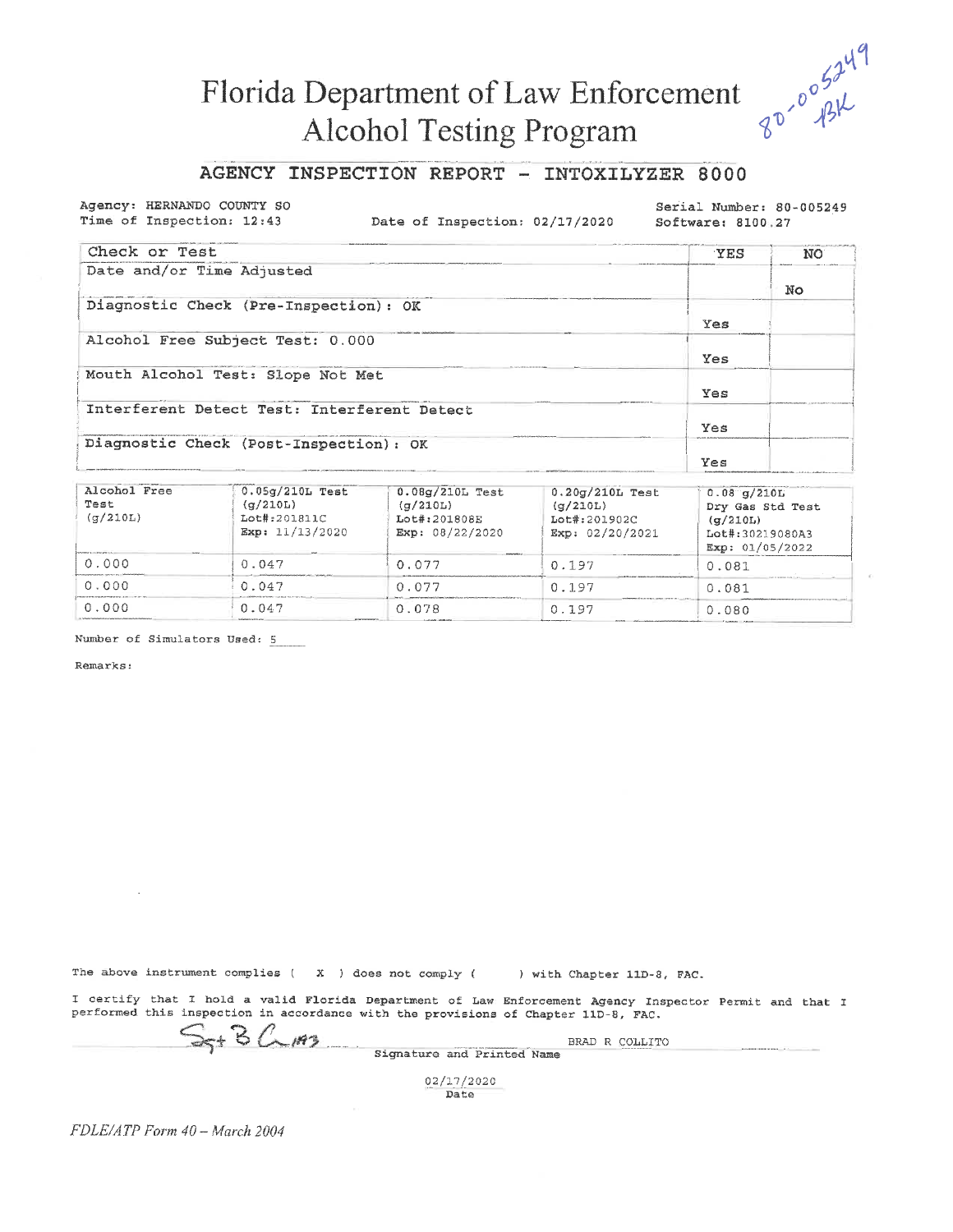80-005249
BK

# Florida Department of Law Enforcement
# Alcohol Testing Program

## AGENCY INSPECTION REPORT - INTOXILYZER 8000

Agency: HERNANDO COUNTY SO
Time of Inspection: 12:43
Date of Inspection: 02/17/2020
Serial Number: 80-005249
Software: 8100.27

| Check or Test | YES | NO |
|---|---|---|
| Date and/or Time Adjusted | | No |
| Diagnostic Check (Pre-Inspection): OK | Yes | |
| Alcohol Free Subject Test: 0.000 | Yes | |
| Mouth Alcohol Test: Slope Not Met | Yes | |
| Interferent Detect Test: Interferent Detect | Yes | |
| Diagnostic Check (Post-Inspection): OK | Yes | |

| Alcohol Free Test (g/210L) | 0.05g/210L Test (g/210L) Lot#:201811C Exp: 11/13/2020 | 0.08g/210L Test (g/210L) Lot#:201808E Exp: 08/22/2020 | 0.20g/210L Test (g/210L) Lot#:201902C Exp: 02/20/2021 | 0.08 g/210L Dry Gas Std Test (g/210L) Lot#:30219080A3 Exp: 01/05/2022 |
|---|---|---|---|---|
| 0.000 | 0.047 | 0.077 | 0.197 | 0.081 |
| 0.000 | 0.047 | 0.077 | 0.197 | 0.081 |
| 0.000 | 0.047 | 0.078 | 0.197 | 0.080 |

Number of Simulators Used: 5

Remarks:

The above instrument complies ( X ) does not comply ( ) with Chapter 11D-8, FAC.

I certify that I hold a valid Florida Department of Law Enforcement Agency Inspector Permit and that I performed this inspection in accordance with the provisions of Chapter 11D-8, FAC.

Sgt B C #193 BRAD R COLLITO
Signature and Printed Name

02/17/2020
Date

*FDLE/ATP Form 40 – March 2004*